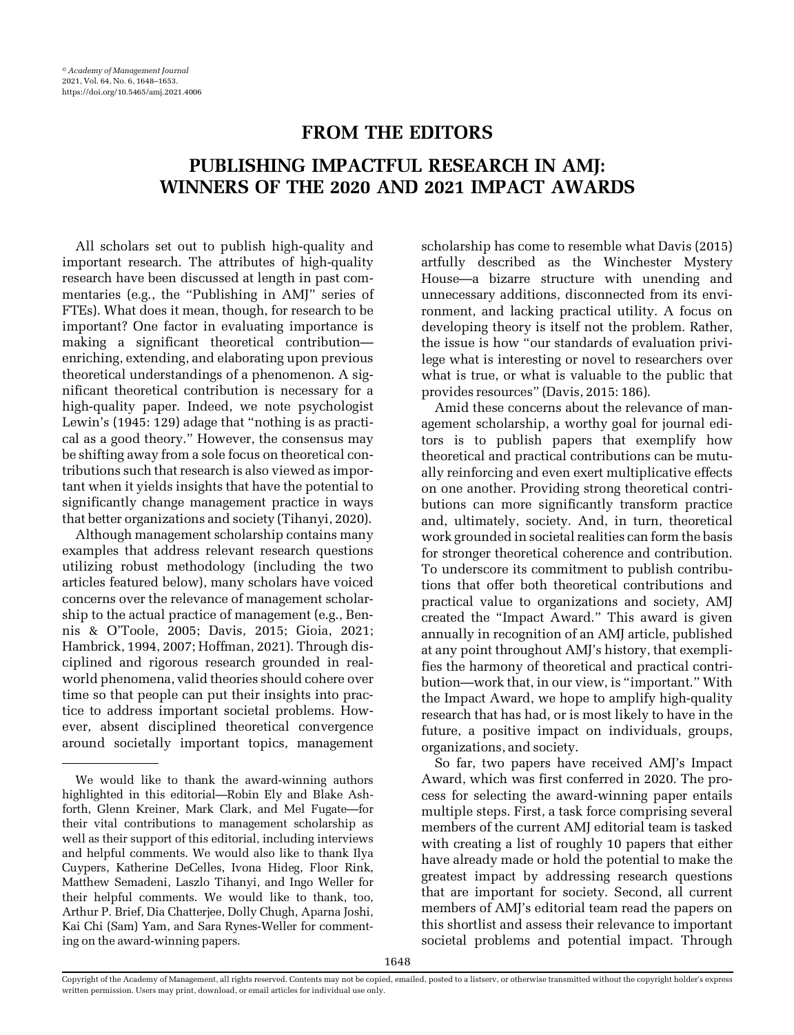# FROM THE EDITORS

## PUBLISHING IMPACTFUL RESEARCH IN AMJ: WINNERS OF THE 2020 AND 2021 IMPACT AWARDS

All scholars set out to publish high-quality and important research. The attributes of high-quality research have been discussed at length in past commentaries (e.g., the "Publishing in AMJ" series of FTEs). What does it mean, though, for research to be important? One factor in evaluating importance is making a significant theoretical contribution—enriching, extending, and elaborating upon previous theoretical understandings of a phenomenon. A significant theoretical contribution is necessary for a high-quality paper. Indeed, we note psychologist Lewin's (1945: 129) adage that "nothing is as practical as a good theory." However, the consensus may be shifting away from a sole focus on theoretical contributions such that research is also viewed as important when it yields insights that have the potential to significantly change management practice in ways that better organizations and society (Tihanyi, 2020).

Although management scholarship contains many examples that address relevant research questions utilizing robust methodology (including the two articles featured below), many scholars have voiced concerns over the relevance of management scholarship to the actual practice of management (e.g., Bennis & O'Toole, 2005; Davis, 2015; Gioia, 2021; Hambrick, 1994, 2007; Hoffman, 2021). Through disciplined and rigorous research grounded in real-world phenomena, valid theories should cohere over time so that people can put their insights into practice to address important societal problems. However, absent disciplined theoretical convergence around societally important topics, management scholarship has come to resemble what Davis (2015) artfully described as the Winchester Mystery House—a bizarre structure with unending and unnecessary additions, disconnected from its environment, and lacking practical utility. A focus on developing theory is itself not the problem. Rather, the issue is how "our standards of evaluation privilege what is interesting or novel to researchers over what is true, or what is valuable to the public that provides resources" (Davis, 2015: 186).

Amid these concerns about the relevance of management scholarship, a worthy goal for journal editors is to publish papers that exemplify how theoretical and practical contributions can be mutually reinforcing and even exert multiplicative effects on one another. Providing strong theoretical contributions can more significantly transform practice and, ultimately, society. And, in turn, theoretical work grounded in societal realities can form the basis for stronger theoretical coherence and contribution. To underscore its commitment to publish contributions that offer both theoretical contributions and practical value to organizations and society, AMJ created the "Impact Award." This award is given annually in recognition of an AMJ article, published at any point throughout AMJ's history, that exemplifies the harmony of theoretical and practical contribution—work that, in our view, is "important." With the Impact Award, we hope to amplify high-quality research that has had, or is most likely to have in the future, a positive impact on individuals, groups, organizations, and society.

So far, two papers have received AMJ's Impact Award, which was first conferred in 2020. The process for selecting the award-winning paper entails multiple steps. First, a task force comprising several members of the current AMJ editorial team is tasked with creating a list of roughly 10 papers that either have already made or hold the potential to make the greatest impact by addressing research questions that are important for society. Second, all current members of AMJ's editorial team read the papers on this shortlist and assess their relevance to important societal problems and potential impact. Through

---

We would like to thank the award-winning authors highlighted in this editorial—Robin Ely and Blake Ashforth, Glenn Kreiner, Mark Clark, and Mel Fugate—for their vital contributions to management scholarship as well as their support of this editorial, including interviews and helpful comments. We would also like to thank Ilya Cuypers, Katherine DeCelles, Ivona Hideg, Floor Rink, Matthew Semadeni, Laszlo Tihanyi, and Ingo Weller for their helpful comments. We would like to thank, too, Arthur P. Brief, Dia Chatterjee, Dolly Chugh, Aparna Joshi, Kai Chi (Sam) Yam, and Sara Rynes-Weller for commenting on the award-winning papers.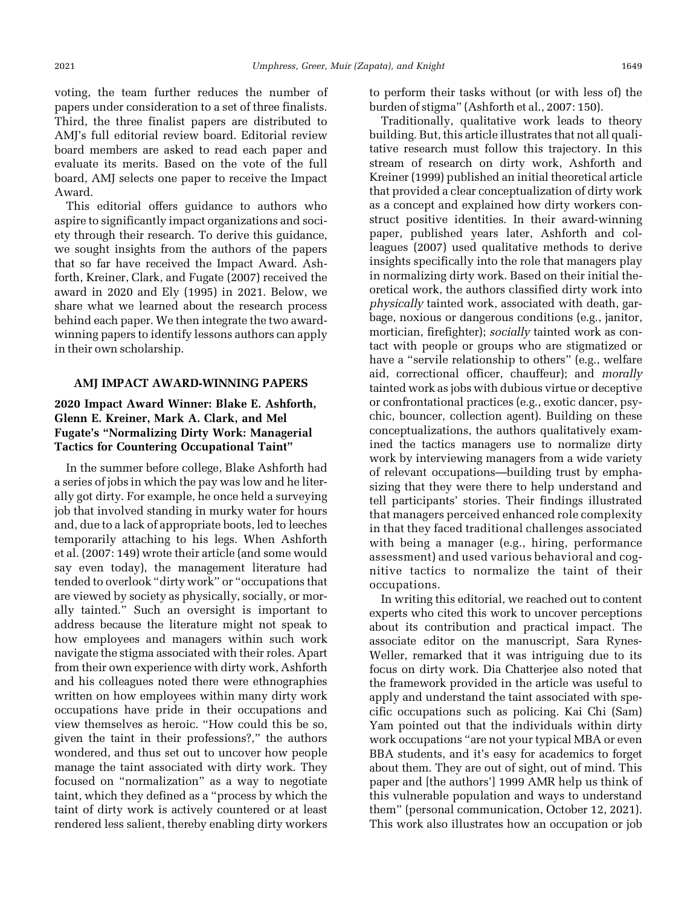voting, the team further reduces the number of papers under consideration to a set of three finalists. Third, the three finalist papers are distributed to AMJ's full editorial review board. Editorial review board members are asked to read each paper and evaluate its merits. Based on the vote of the full board, AMJ selects one paper to receive the Impact Award.

This editorial offers guidance to authors who aspire to significantly impact organizations and society through their research. To derive this guidance, we sought insights from the authors of the papers that so far have received the Impact Award. Ashforth, Kreiner, Clark, and Fugate (2007) received the award in 2020 and Ely (1995) in 2021. Below, we share what we learned about the research process behind each paper. We then integrate the two award-winning papers to identify lessons authors can apply in their own scholarship.

## AMJ IMPACT AWARD-WINNING PAPERS

### 2020 Impact Award Winner: Blake E. Ashforth, Glenn E. Kreiner, Mark A. Clark, and Mel Fugate's "Normalizing Dirty Work: Managerial Tactics for Countering Occupational Taint"

In the summer before college, Blake Ashforth had a series of jobs in which the pay was low and he literally got dirty. For example, he once held a surveying job that involved standing in murky water for hours and, due to a lack of appropriate boots, led to leeches temporarily attaching to his legs. When Ashforth et al. (2007: 149) wrote their article (and some would say even today), the management literature had tended to overlook "dirty work" or "occupations that are viewed by society as physically, socially, or morally tainted." Such an oversight is important to address because the literature might not speak to how employees and managers within such work navigate the stigma associated with their roles. Apart from their own experience with dirty work, Ashforth and his colleagues noted there were ethnographies written on how employees within many dirty work occupations have pride in their occupations and view themselves as heroic. "How could this be so, given the taint in their professions?," the authors wondered, and thus set out to uncover how people manage the taint associated with dirty work. They focused on "normalization" as a way to negotiate taint, which they defined as a "process by which the taint of dirty work is actively countered or at least rendered less salient, thereby enabling dirty workers to perform their tasks without (or with less of) the burden of stigma" (Ashforth et al., 2007: 150).

Traditionally, qualitative work leads to theory building. But, this article illustrates that not all qualitative research must follow this trajectory. In this stream of research on dirty work, Ashforth and Kreiner (1999) published an initial theoretical article that provided a clear conceptualization of dirty work as a concept and explained how dirty workers construct positive identities. In their award-winning paper, published years later, Ashforth and colleagues (2007) used qualitative methods to derive insights specifically into the role that managers play in normalizing dirty work. Based on their initial theoretical work, the authors classified dirty work into *physically* tainted work, associated with death, garbage, noxious or dangerous conditions (e.g., janitor, mortician, firefighter); *socially* tainted work as contact with people or groups who are stigmatized or have a "servile relationship to others" (e.g., welfare aid, correctional officer, chauffeur); and *morally* tainted work as jobs with dubious virtue or deceptive or confrontational practices (e.g., exotic dancer, psychic, bouncer, collection agent). Building on these conceptualizations, the authors qualitatively examined the tactics managers use to normalize dirty work by interviewing managers from a wide variety of relevant occupations—building trust by emphasizing that they were there to help understand and tell participants' stories. Their findings illustrated that managers perceived enhanced role complexity in that they faced traditional challenges associated with being a manager (e.g., hiring, performance assessment) and used various behavioral and cognitive tactics to normalize the taint of their occupations.

In writing this editorial, we reached out to content experts who cited this work to uncover perceptions about its contribution and practical impact. The associate editor on the manuscript, Sara Rynes-Weller, remarked that it was intriguing due to its focus on dirty work. Dia Chatterjee also noted that the framework provided in the article was useful to apply and understand the taint associated with specific occupations such as policing. Kai Chi (Sam) Yam pointed out that the individuals within dirty work occupations "are not your typical MBA or even BBA students, and it's easy for academics to forget about them. They are out of sight, out of mind. This paper and [the authors'] 1999 AMR help us think of this vulnerable population and ways to understand them" (personal communication, October 12, 2021). This work also illustrates how an occupation or job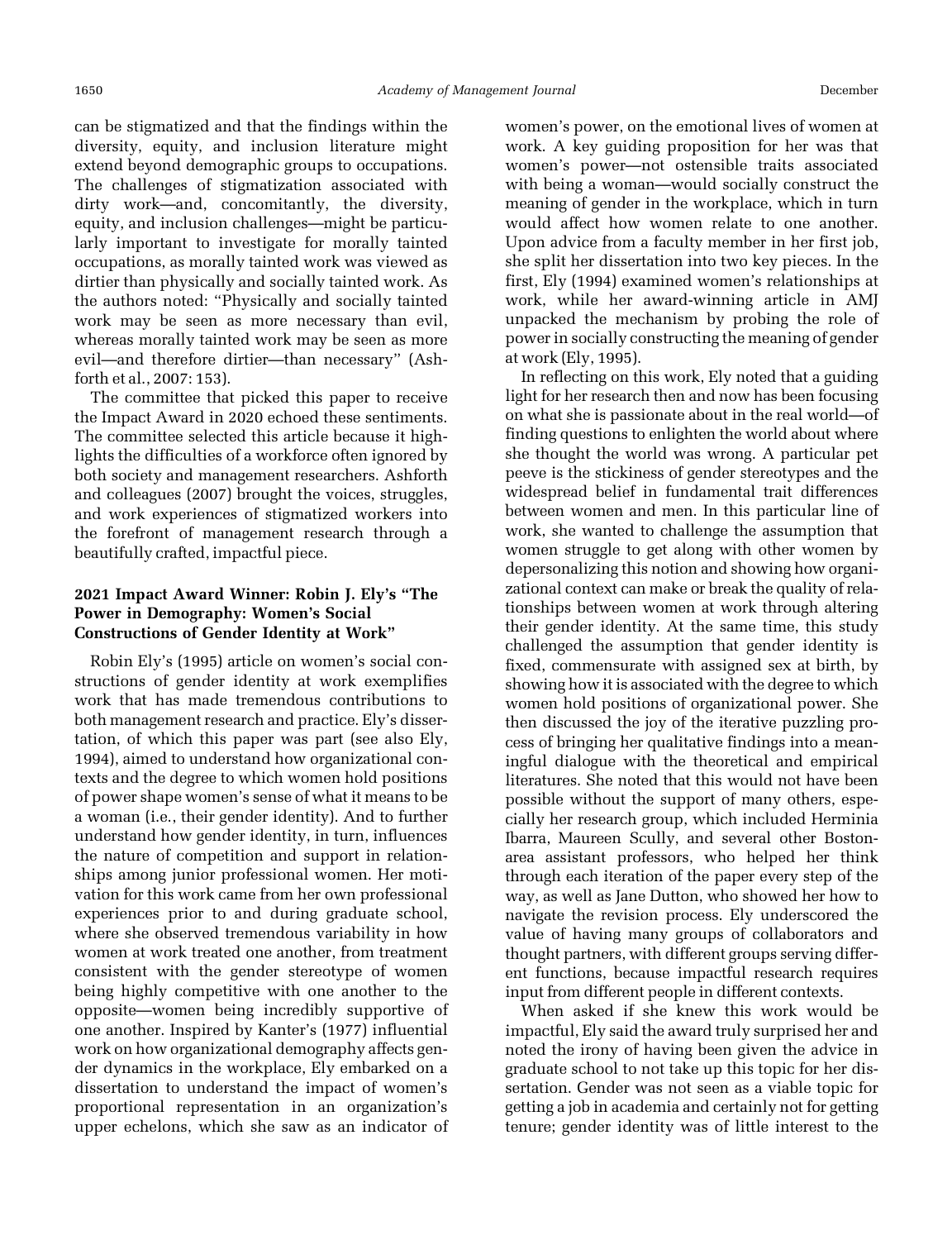can be stigmatized and that the findings within the diversity, equity, and inclusion literature might extend beyond demographic groups to occupations. The challenges of stigmatization associated with dirty work—and, concomitantly, the diversity, equity, and inclusion challenges—might be particularly important to investigate for morally tainted occupations, as morally tainted work was viewed as dirtier than physically and socially tainted work. As the authors noted: "Physically and socially tainted work may be seen as more necessary than evil, whereas morally tainted work may be seen as more evil—and therefore dirtier—than necessary" (Ashforth et al., 2007: 153).

The committee that picked this paper to receive the Impact Award in 2020 echoed these sentiments. The committee selected this article because it highlights the difficulties of a workforce often ignored by both society and management researchers. Ashforth and colleagues (2007) brought the voices, struggles, and work experiences of stigmatized workers into the forefront of management research through a beautifully crafted, impactful piece.

### 2021 Impact Award Winner: Robin J. Ely's "The Power in Demography: Women's Social Constructions of Gender Identity at Work"

Robin Ely's (1995) article on women's social constructions of gender identity at work exemplifies work that has made tremendous contributions to both management research and practice. Ely's dissertation, of which this paper was part (see also Ely, 1994), aimed to understand how organizational contexts and the degree to which women hold positions of power shape women's sense of what it means to be a woman (i.e., their gender identity). And to further understand how gender identity, in turn, influences the nature of competition and support in relationships among junior professional women. Her motivation for this work came from her own professional experiences prior to and during graduate school, where she observed tremendous variability in how women at work treated one another, from treatment consistent with the gender stereotype of women being highly competitive with one another to the opposite—women being incredibly supportive of one another. Inspired by Kanter's (1977) influential work on how organizational demography affects gender dynamics in the workplace, Ely embarked on a dissertation to understand the impact of women's proportional representation in an organization's upper echelons, which she saw as an indicator of women's power, on the emotional lives of women at work. A key guiding proposition for her was that women's power—not ostensible traits associated with being a woman—would socially construct the meaning of gender in the workplace, which in turn would affect how women relate to one another. Upon advice from a faculty member in her first job, she split her dissertation into two key pieces. In the first, Ely (1994) examined women's relationships at work, while her award-winning article in AMJ unpacked the mechanism by probing the role of power in socially constructing the meaning of gender at work (Ely, 1995).

In reflecting on this work, Ely noted that a guiding light for her research then and now has been focusing on what she is passionate about in the real world—of finding questions to enlighten the world about where she thought the world was wrong. A particular pet peeve is the stickiness of gender stereotypes and the widespread belief in fundamental trait differences between women and men. In this particular line of work, she wanted to challenge the assumption that women struggle to get along with other women by depersonalizing this notion and showing how organizational context can make or break the quality of relationships between women at work through altering their gender identity. At the same time, this study challenged the assumption that gender identity is fixed, commensurate with assigned sex at birth, by showing how it is associated with the degree to which women hold positions of organizational power. She then discussed the joy of the iterative puzzling process of bringing her qualitative findings into a meaningful dialogue with the theoretical and empirical literatures. She noted that this would not have been possible without the support of many others, especially her research group, which included Herminia Ibarra, Maureen Scully, and several other Boston-area assistant professors, who helped her think through each iteration of the paper every step of the way, as well as Jane Dutton, who showed her how to navigate the revision process. Ely underscored the value of having many groups of collaborators and thought partners, with different groups serving different functions, because impactful research requires input from different people in different contexts.

When asked if she knew this work would be impactful, Ely said the award truly surprised her and noted the irony of having been given the advice in graduate school to not take up this topic for her dissertation. Gender was not seen as a viable topic for getting a job in academia and certainly not for getting tenure; gender identity was of little interest to the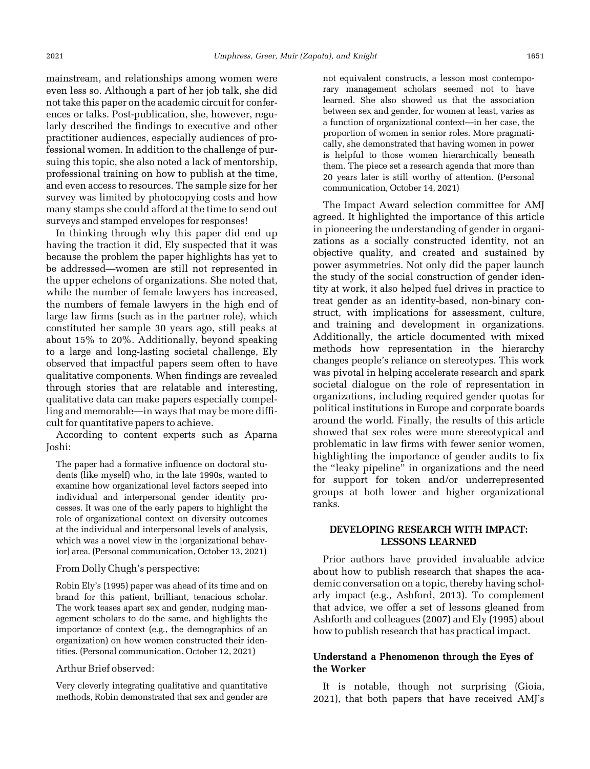mainstream, and relationships among women were even less so. Although a part of her job talk, she did not take this paper on the academic circuit for conferences or talks. Post-publication, she, however, regularly described the findings to executive and other practitioner audiences, especially audiences of professional women. In addition to the challenge of pursuing this topic, she also noted a lack of mentorship, professional training on how to publish at the time, and even access to resources. The sample size for her survey was limited by photocopying costs and how many stamps she could afford at the time to send out surveys and stamped envelopes for responses!

In thinking through why this paper did end up having the traction it did, Ely suspected that it was because the problem the paper highlights has yet to be addressed—women are still not represented in the upper echelons of organizations. She noted that, while the number of female lawyers has increased, the numbers of female lawyers in the high end of large law firms (such as in the partner role), which constituted her sample 30 years ago, still peaks at about 15% to 20%. Additionally, beyond speaking to a large and long-lasting societal challenge, Ely observed that impactful papers seem often to have qualitative components. When findings are revealed through stories that are relatable and interesting, qualitative data can make papers especially compelling and memorable—in ways that may be more difficult for quantitative papers to achieve.

According to content experts such as Aparna Joshi:

> The paper had a formative influence on doctoral students (like myself) who, in the late 1990s, wanted to examine how organizational level factors seeped into individual and interpersonal gender identity processes. It was one of the early papers to highlight the role of organizational context on diversity outcomes at the individual and interpersonal levels of analysis, which was a novel view in the [organizational behavior] area. (Personal communication, October 13, 2021)

From Dolly Chugh's perspective:

> Robin Ely's (1995) paper was ahead of its time and on brand for this patient, brilliant, tenacious scholar. The work teases apart sex and gender, nudging management scholars to do the same, and highlights the importance of context (e.g., the demographics of an organization) on how women constructed their identities. (Personal communication, October 12, 2021)

Arthur Brief observed:

> Very cleverly integrating qualitative and quantitative methods, Robin demonstrated that sex and gender are not equivalent constructs, a lesson most contemporary management scholars seemed not to have learned. She also showed us that the association between sex and gender, for women at least, varies as a function of organizational context—in her case, the proportion of women in senior roles. More pragmatically, she demonstrated that having women in power is helpful to those women hierarchically beneath them. The piece set a research agenda that more than 20 years later is still worthy of attention. (Personal communication, October 14, 2021)

The Impact Award selection committee for AMJ agreed. It highlighted the importance of this article in pioneering the understanding of gender in organizations as a socially constructed identity, not an objective quality, and created and sustained by power asymmetries. Not only did the paper launch the study of the social construction of gender identity at work, it also helped fuel drives in practice to treat gender as an identity-based, non-binary construct, with implications for assessment, culture, and training and development in organizations. Additionally, the article documented with mixed methods how representation in the hierarchy changes people's reliance on stereotypes. This work was pivotal in helping accelerate research and spark societal dialogue on the role of representation in organizations, including required gender quotas for political institutions in Europe and corporate boards around the world. Finally, the results of this article showed that sex roles were more stereotypical and problematic in law firms with fewer senior women, highlighting the importance of gender audits to fix the "leaky pipeline" in organizations and the need for support for token and/or underrepresented groups at both lower and higher organizational ranks.

## DEVELOPING RESEARCH WITH IMPACT: LESSONS LEARNED

Prior authors have provided invaluable advice about how to publish research that shapes the academic conversation on a topic, thereby having scholarly impact (e.g., Ashford, 2013). To complement that advice, we offer a set of lessons gleaned from Ashforth and colleagues (2007) and Ely (1995) about how to publish research that has practical impact.

### Understand a Phenomenon through the Eyes of the Worker

It is notable, though not surprising (Gioia, 2021), that both papers that have received AMJ's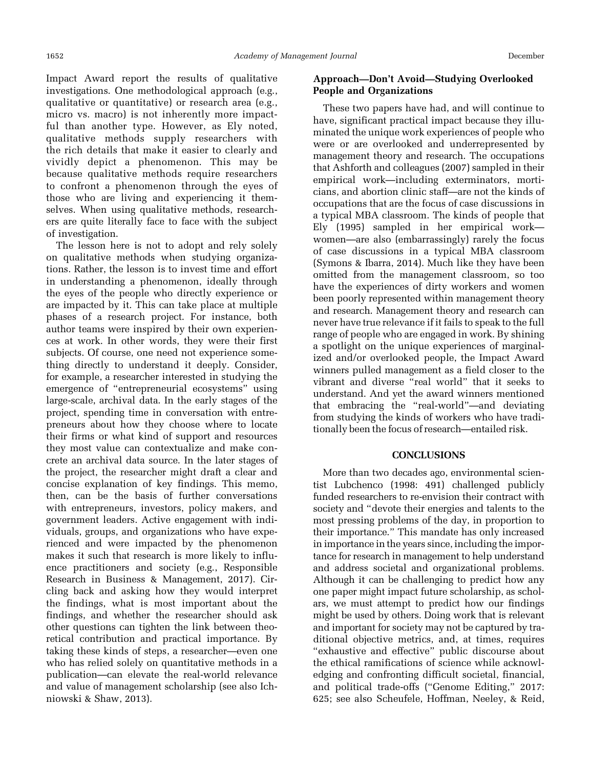Impact Award report the results of qualitative investigations. One methodological approach (e.g., qualitative or quantitative) or research area (e.g., micro vs. macro) is not inherently more impactful than another type. However, as Ely noted, qualitative methods supply researchers with the rich details that make it easier to clearly and vividly depict a phenomenon. This may be because qualitative methods require researchers to confront a phenomenon through the eyes of those who are living and experiencing it themselves. When using qualitative methods, researchers are quite literally face to face with the subject of investigation.

The lesson here is not to adopt and rely solely on qualitative methods when studying organizations. Rather, the lesson is to invest time and effort in understanding a phenomenon, ideally through the eyes of the people who directly experience or are impacted by it. This can take place at multiple phases of a research project. For instance, both author teams were inspired by their own experiences at work. In other words, they were their first subjects. Of course, one need not experience something directly to understand it deeply. Consider, for example, a researcher interested in studying the emergence of "entrepreneurial ecosystems" using large-scale, archival data. In the early stages of the project, spending time in conversation with entrepreneurs about how they choose where to locate their firms or what kind of support and resources they most value can contextualize and make concrete an archival data source. In the later stages of the project, the researcher might draft a clear and concise explanation of key findings. This memo, then, can be the basis of further conversations with entrepreneurs, investors, policy makers, and government leaders. Active engagement with individuals, groups, and organizations who have experienced and were impacted by the phenomenon makes it such that research is more likely to influence practitioners and society (e.g., Responsible Research in Business & Management, 2017). Circling back and asking how they would interpret the findings, what is most important about the findings, and whether the researcher should ask other questions can tighten the link between theoretical contribution and practical importance. By taking these kinds of steps, a researcher—even one who has relied solely on quantitative methods in a publication—can elevate the real-world relevance and value of management scholarship (see also Ichniowski & Shaw, 2013).

### Approach—Don't Avoid—Studying Overlooked People and Organizations

These two papers have had, and will continue to have, significant practical impact because they illuminated the unique work experiences of people who were or are overlooked and underrepresented by management theory and research. The occupations that Ashforth and colleagues (2007) sampled in their empirical work—including exterminators, morticians, and abortion clinic staff—are not the kinds of occupations that are the focus of case discussions in a typical MBA classroom. The kinds of people that Ely (1995) sampled in her empirical work—women—are also (embarrassingly) rarely the focus of case discussions in a typical MBA classroom (Symons & Ibarra, 2014). Much like they have been omitted from the management classroom, so too have the experiences of dirty workers and women been poorly represented within management theory and research. Management theory and research can never have true relevance if it fails to speak to the full range of people who are engaged in work. By shining a spotlight on the unique experiences of marginalized and/or overlooked people, the Impact Award winners pulled management as a field closer to the vibrant and diverse "real world" that it seeks to understand. And yet the award winners mentioned that embracing the "real-world"—and deviating from studying the kinds of workers who have traditionally been the focus of research—entailed risk.

## CONCLUSIONS

More than two decades ago, environmental scientist Lubchenco (1998: 491) challenged publicly funded researchers to re-envision their contract with society and "devote their energies and talents to the most pressing problems of the day, in proportion to their importance." This mandate has only increased in importance in the years since, including the importance for research in management to help understand and address societal and organizational problems. Although it can be challenging to predict how any one paper might impact future scholarship, as scholars, we must attempt to predict how our findings might be used by others. Doing work that is relevant and important for society may not be captured by traditional objective metrics, and, at times, requires "exhaustive and effective" public discourse about the ethical ramifications of science while acknowledging and confronting difficult societal, financial, and political trade-offs ("Genome Editing," 2017: 625; see also Scheufele, Hoffman, Neeley, & Reid,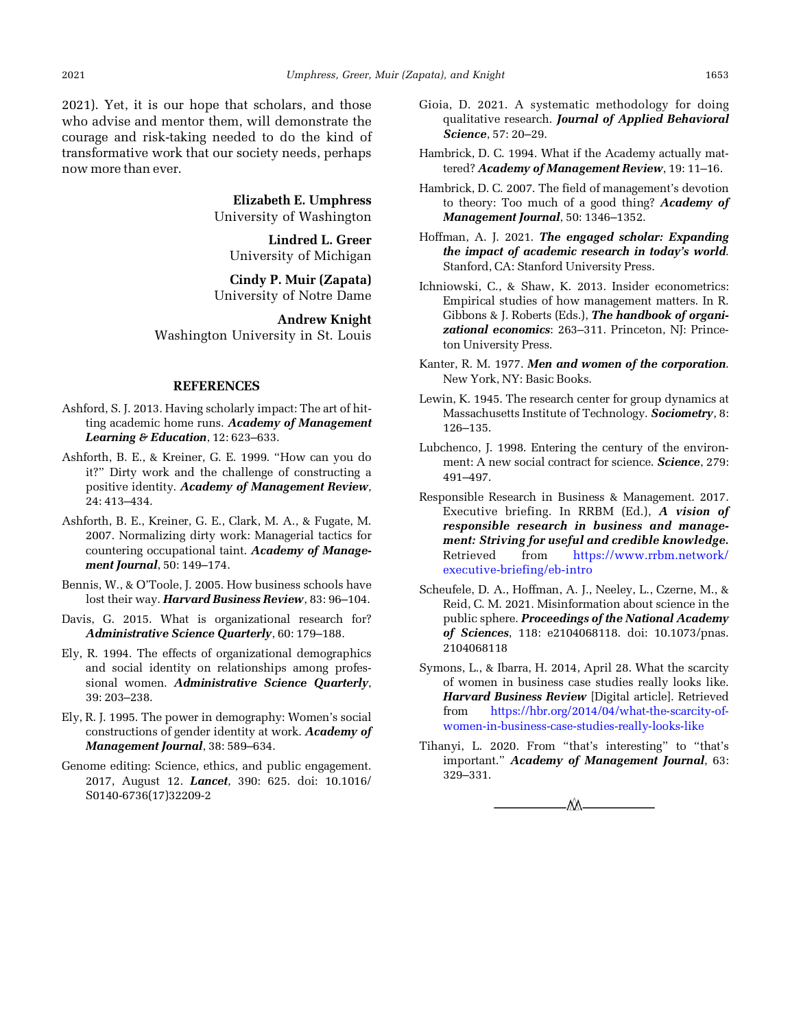2021). Yet, it is our hope that scholars, and those who advise and mentor them, will demonstrate the courage and risk-taking needed to do the kind of transformative work that our society needs, perhaps now more than ever.

**Elizabeth E. Umphress**
University of Washington

**Lindred L. Greer**
University of Michigan

**Cindy P. Muir (Zapata)**
University of Notre Dame

**Andrew Knight**
Washington University in St. Louis

## REFERENCES

Ashford, S. J. 2013. Having scholarly impact: The art of hitting academic home runs. ***Academy of Management Learning & Education***, 12: 623–633.

Ashforth, B. E., & Kreiner, G. E. 1999. "How can you do it?" Dirty work and the challenge of constructing a positive identity. ***Academy of Management Review***, 24: 413–434.

Ashforth, B. E., Kreiner, G. E., Clark, M. A., & Fugate, M. 2007. Normalizing dirty work: Managerial tactics for countering occupational taint. ***Academy of Management Journal***, 50: 149–174.

Bennis, W., & O'Toole, J. 2005. How business schools have lost their way. ***Harvard Business Review***, 83: 96–104.

Davis, G. 2015. What is organizational research for? ***Administrative Science Quarterly***, 60: 179–188.

Ely, R. 1994. The effects of organizational demographics and social identity on relationships among professional women. ***Administrative Science Quarterly***, 39: 203–238.

Ely, R. J. 1995. The power in demography: Women's social constructions of gender identity at work. ***Academy of Management Journal***, 38: 589–634.

Genome editing: Science, ethics, and public engagement. 2017, August 12. ***Lancet***, 390: 625. doi: 10.1016/S0140-6736(17)32209-2

Gioia, D. 2021. A systematic methodology for doing qualitative research. ***Journal of Applied Behavioral Science***, 57: 20–29.

Hambrick, D. C. 1994. What if the Academy actually mattered? ***Academy of Management Review***, 19: 11–16.

Hambrick, D. C. 2007. The field of management's devotion to theory: Too much of a good thing? ***Academy of Management Journal***, 50: 1346–1352.

Hoffman, A. J. 2021. ***The engaged scholar: Expanding the impact of academic research in today's world***. Stanford, CA: Stanford University Press.

Ichniowski, C., & Shaw, K. 2013. Insider econometrics: Empirical studies of how management matters. In R. Gibbons & J. Roberts (Eds.), ***The handbook of organizational economics***: 263–311. Princeton, NJ: Princeton University Press.

Kanter, R. M. 1977. ***Men and women of the corporation***. New York, NY: Basic Books.

Lewin, K. 1945. The research center for group dynamics at Massachusetts Institute of Technology. ***Sociometry***, 8: 126–135.

Lubchenco, J. 1998. Entering the century of the environment: A new social contract for science. ***Science***, 279: 491–497.

Responsible Research in Business & Management. 2017. Executive briefing. In RRBM (Ed.), ***A vision of responsible research in business and management: Striving for useful and credible knowledge.*** Retrieved from https://www.rrbm.network/executive-briefing/eb-intro

Scheufele, D. A., Hoffman, A. J., Neeley, L., Czerne, M., & Reid, C. M. 2021. Misinformation about science in the public sphere. ***Proceedings of the National Academy of Sciences***, 118: e2104068118. doi: 10.1073/pnas.2104068118

Symons, L., & Ibarra, H. 2014, April 28. What the scarcity of women in business case studies really looks like. ***Harvard Business Review*** [Digital article]. Retrieved from https://hbr.org/2014/04/what-the-scarcity-of-women-in-business-case-studies-really-looks-like

Tihanyi, L. 2020. From "that's interesting" to "that's important." ***Academy of Management Journal***, 63: 329–331.